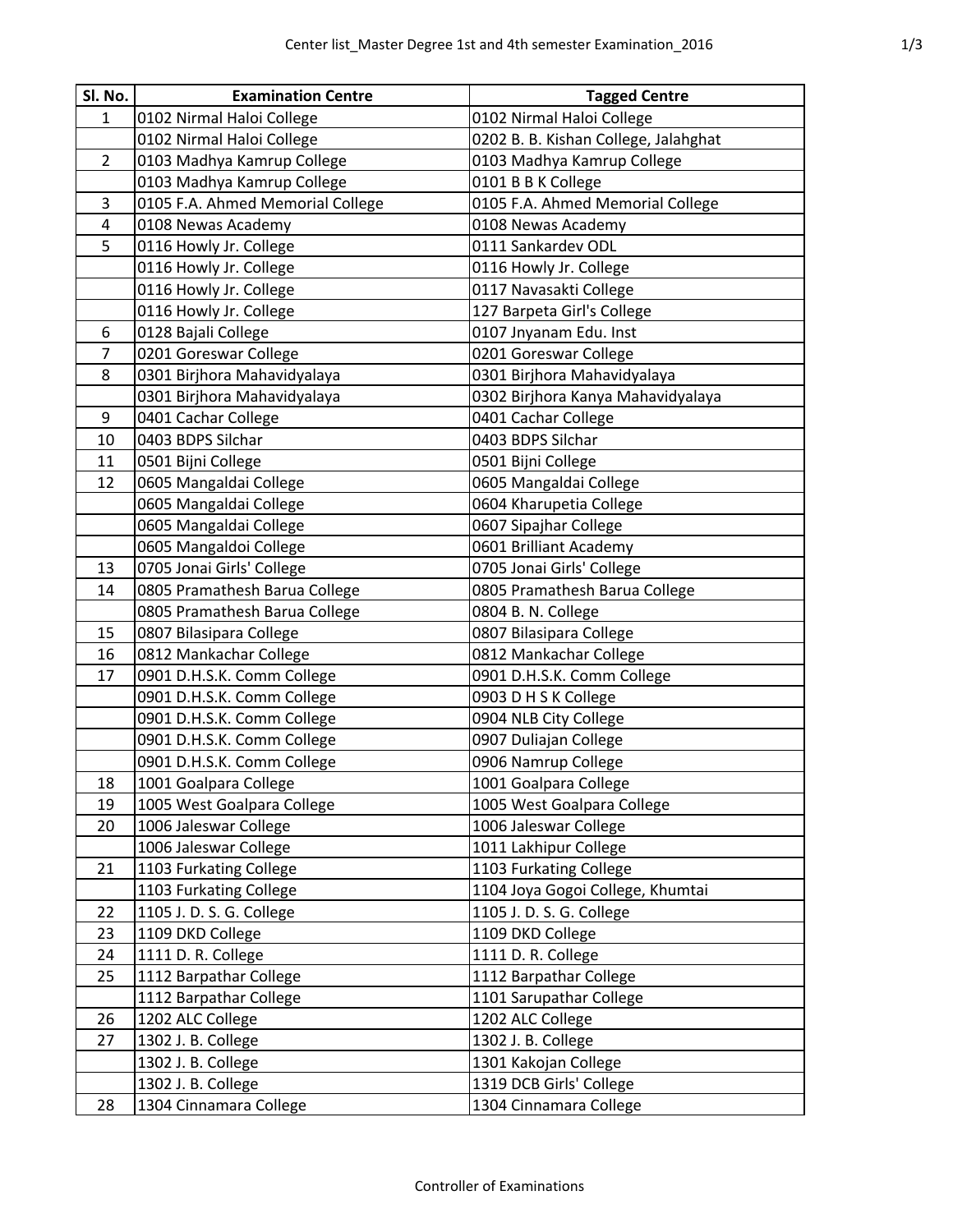# Center list_Master Degree 1st and 4th semester Examination_2016

| Sl. No. | Examination Centre | Tagged Centre |
|---|---|---|
| 1 | 0102 Nirmal Haloi College | 0102 Nirmal Haloi College |
| | 0102 Nirmal Haloi College | 0202 B. B. Kishan College, Jalahghat |
| 2 | 0103 Madhya Kamrup College | 0103 Madhya Kamrup College |
| | 0103 Madhya Kamrup College | 0101 B B K College |
| 3 | 0105 F.A. Ahmed Memorial College | 0105 F.A. Ahmed Memorial College |
| 4 | 0108 Newas Academy | 0108 Newas Academy |
| 5 | 0116 Howly Jr. College | 0111 Sankardev ODL |
| | 0116 Howly Jr. College | 0116 Howly Jr. College |
| | 0116 Howly Jr. College | 0117 Navasakti College |
| | 0116 Howly Jr. College | 127 Barpeta Girl's College |
| 6 | 0128 Bajali College | 0107 Jnyanam Edu. Inst |
| 7 | 0201 Goreswar College | 0201 Goreswar College |
| 8 | 0301 Birjhora Mahavidyalaya | 0301 Birjhora Mahavidyalaya |
| | 0301 Birjhora Mahavidyalaya | 0302 Birjhora Kanya Mahavidyalaya |
| 9 | 0401 Cachar College | 0401 Cachar College |
| 10 | 0403 BDPS Silchar | 0403 BDPS Silchar |
| 11 | 0501 Bijni College | 0501 Bijni College |
| 12 | 0605 Mangaldai College | 0605 Mangaldai College |
| | 0605 Mangaldai College | 0604 Kharupetia College |
| | 0605 Mangaldai College | 0607 Sipajhar College |
| | 0605 Mangaldoi College | 0601 Brilliant Academy |
| 13 | 0705 Jonai Girls' College | 0705 Jonai Girls' College |
| 14 | 0805 Pramathesh Barua College | 0805 Pramathesh Barua College |
| | 0805 Pramathesh Barua College | 0804 B. N. College |
| 15 | 0807 Bilasipara College | 0807 Bilasipara College |
| 16 | 0812 Mankachar College | 0812 Mankachar College |
| 17 | 0901 D.H.S.K. Comm College | 0901 D.H.S.K. Comm College |
| | 0901 D.H.S.K. Comm College | 0903 D H S K College |
| | 0901 D.H.S.K. Comm College | 0904 NLB City College |
| | 0901 D.H.S.K. Comm College | 0907 Duliajan College |
| | 0901 D.H.S.K. Comm College | 0906 Namrup College |
| 18 | 1001 Goalpara College | 1001 Goalpara College |
| 19 | 1005 West Goalpara College | 1005 West Goalpara College |
| 20 | 1006 Jaleswar College | 1006 Jaleswar College |
| | 1006 Jaleswar College | 1011 Lakhipur College |
| 21 | 1103 Furkating College | 1103 Furkating College |
| | 1103 Furkating College | 1104 Joya Gogoi College, Khumtai |
| 22 | 1105 J. D. S. G. College | 1105 J. D. S. G. College |
| 23 | 1109 DKD College | 1109 DKD College |
| 24 | 1111 D. R. College | 1111 D. R. College |
| 25 | 1112 Barpathar College | 1112 Barpathar College |
| | 1112 Barpathar College | 1101 Sarupathar College |
| 26 | 1202 ALC College | 1202 ALC College |
| 27 | 1302 J. B. College | 1302 J. B. College |
| | 1302 J. B. College | 1301 Kakojan College |
| | 1302 J. B. College | 1319 DCB Girls' College |
| 28 | 1304 Cinnamara College | 1304 Cinnamara College |

Controller of Examinations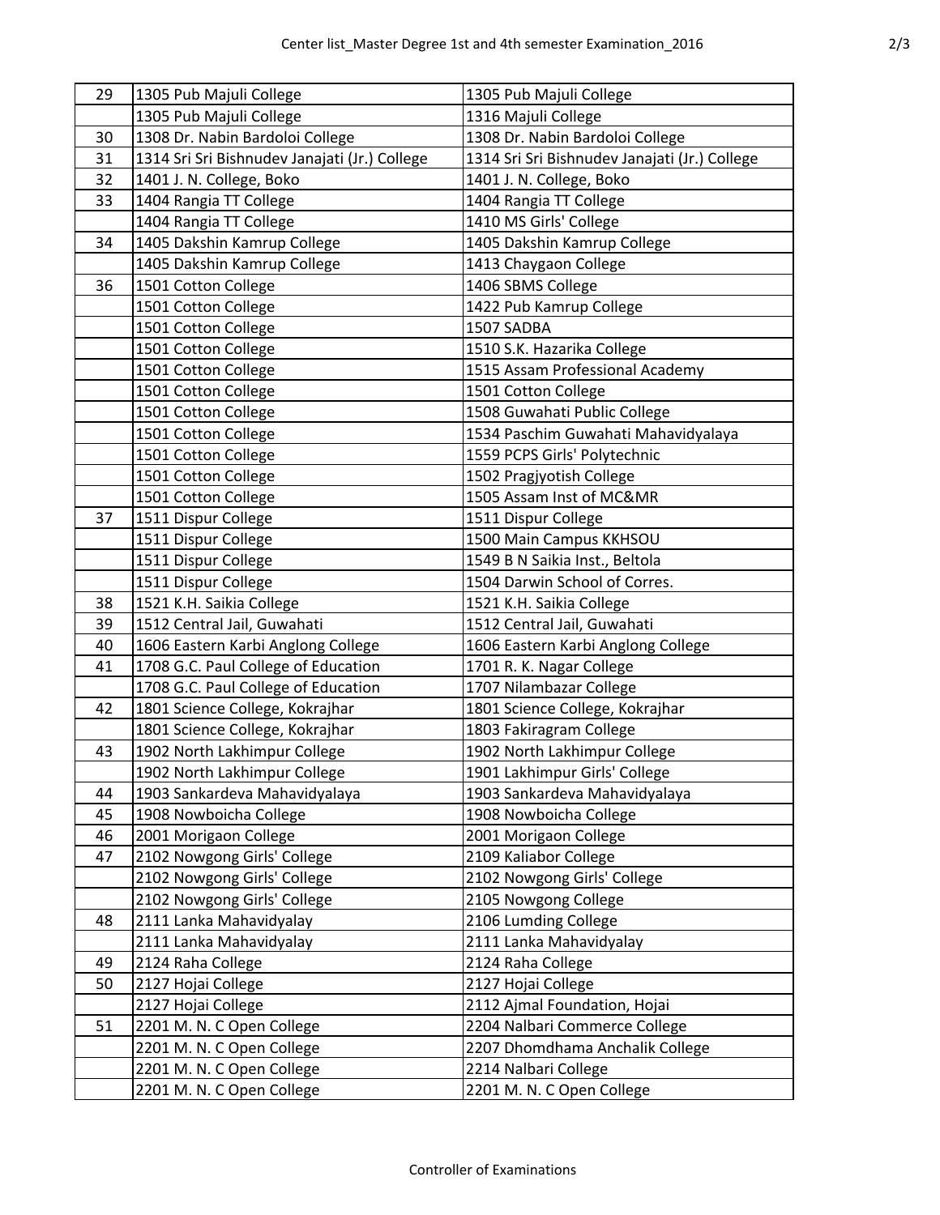| 29 | 1305 Pub Majuli College | 1305 Pub Majuli College |
|---|---|---|
| | 1305 Pub Majuli College | 1316 Majuli College |
| 30 | 1308 Dr. Nabin Bardoloi College | 1308 Dr. Nabin Bardoloi College |
| 31 | 1314 Sri Sri Bishnudev Janajati (Jr.) College | 1314 Sri Sri Bishnudev Janajati (Jr.) College |
| 32 | 1401 J. N. College, Boko | 1401 J. N. College, Boko |
| 33 | 1404 Rangia TT College | 1404 Rangia TT College |
| | 1404 Rangia TT College | 1410 MS Girls' College |
| 34 | 1405 Dakshin Kamrup College | 1405 Dakshin Kamrup College |
| | 1405 Dakshin Kamrup College | 1413 Chaygaon College |
| 36 | 1501 Cotton College | 1406 SBMS College |
| | 1501 Cotton College | 1422 Pub Kamrup College |
| | 1501 Cotton College | 1507 SADBA |
| | 1501 Cotton College | 1510 S.K. Hazarika College |
| | 1501 Cotton College | 1515 Assam Professional Academy |
| | 1501 Cotton College | 1501 Cotton College |
| | 1501 Cotton College | 1508 Guwahati Public College |
| | 1501 Cotton College | 1534 Paschim Guwahati Mahavidyalaya |
| | 1501 Cotton College | 1559 PCPS Girls' Polytechnic |
| | 1501 Cotton College | 1502 Pragjyotish College |
| | 1501 Cotton College | 1505 Assam Inst of MC&MR |
| 37 | 1511 Dispur College | 1511 Dispur College |
| | 1511 Dispur College | 1500 Main Campus KKHSOU |
| | 1511 Dispur College | 1549 B N Saikia Inst., Beltola |
| | 1511 Dispur College | 1504 Darwin School of Corres. |
| 38 | 1521 K.H. Saikia College | 1521 K.H. Saikia College |
| 39 | 1512 Central Jail, Guwahati | 1512 Central Jail, Guwahati |
| 40 | 1606 Eastern Karbi Anglong College | 1606 Eastern Karbi Anglong College |
| 41 | 1708 G.C. Paul College of Education | 1701 R. K. Nagar College |
| | 1708 G.C. Paul College of Education | 1707 Nilambazar College |
| 42 | 1801 Science College, Kokrajhar | 1801 Science College, Kokrajhar |
| | 1801 Science College, Kokrajhar | 1803 Fakiragram College |
| 43 | 1902 North Lakhimpur College | 1902 North Lakhimpur College |
| | 1902 North Lakhimpur College | 1901 Lakhimpur Girls' College |
| 44 | 1903 Sankardeva Mahavidyalaya | 1903 Sankardeva Mahavidyalaya |
| 45 | 1908 Nowboicha College | 1908 Nowboicha College |
| 46 | 2001 Morigaon College | 2001 Morigaon College |
| 47 | 2102 Nowgong Girls' College | 2109 Kaliabor College |
| | 2102 Nowgong Girls' College | 2102 Nowgong Girls' College |
| | 2102 Nowgong Girls' College | 2105 Nowgong College |
| 48 | 2111 Lanka Mahavidyalay | 2106 Lumding College |
| | 2111 Lanka Mahavidyalay | 2111 Lanka Mahavidyalay |
| 49 | 2124 Raha College | 2124 Raha College |
| 50 | 2127 Hojai College | 2127 Hojai College |
| | 2127 Hojai College | 2112 Ajmal Foundation, Hojai |
| 51 | 2201 M. N. C Open College | 2204 Nalbari Commerce College |
| | 2201 M. N. C Open College | 2207 Dhomdhama Anchalik College |
| | 2201 M. N. C Open College | 2214 Nalbari College |
| | 2201 M. N. C Open College | 2201 M. N. C Open College |

Controller of Examinations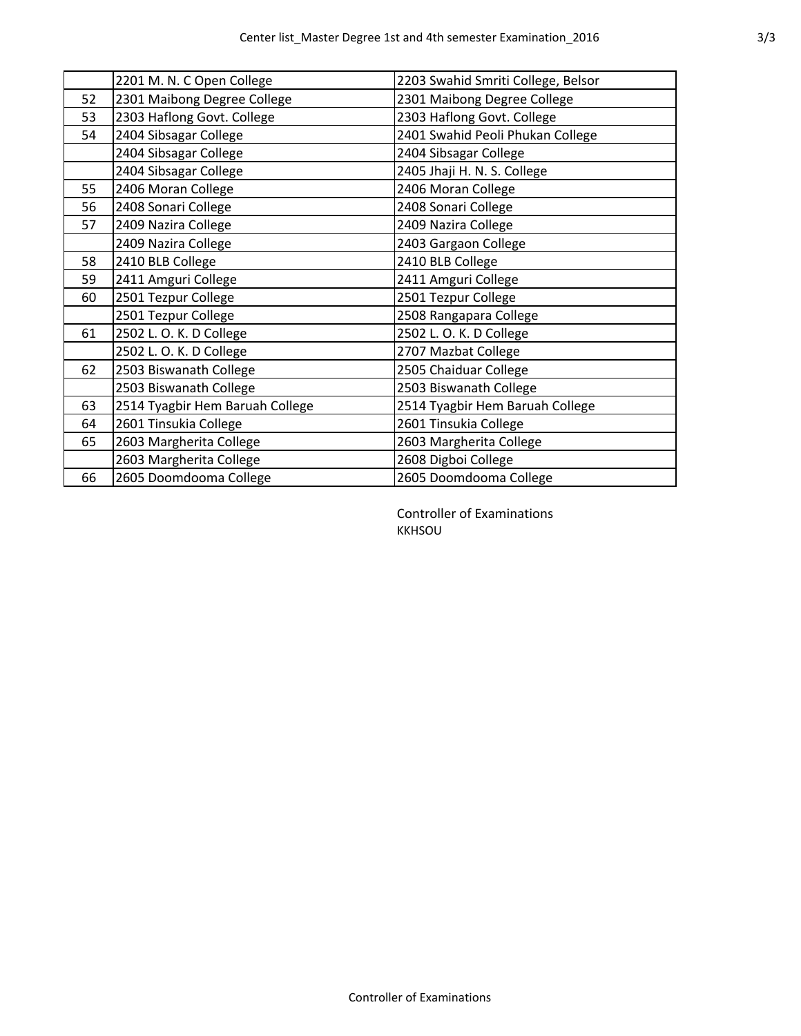| | | |
|---|---|---|
| | 2201 M. N. C Open College | 2203 Swahid Smriti College, Belsor |
| 52 | 2301 Maibong Degree College | 2301 Maibong Degree College |
| 53 | 2303 Haflong Govt. College | 2303 Haflong Govt. College |
| 54 | 2404 Sibsagar College | 2401 Swahid Peoli Phukan College |
| | 2404 Sibsagar College | 2404 Sibsagar College |
| | 2404 Sibsagar College | 2405 Jhaji H. N. S. College |
| 55 | 2406 Moran College | 2406 Moran College |
| 56 | 2408 Sonari College | 2408 Sonari College |
| 57 | 2409 Nazira College | 2409 Nazira College |
| | 2409 Nazira College | 2403 Gargaon College |
| 58 | 2410 BLB College | 2410 BLB College |
| 59 | 2411 Amguri College | 2411 Amguri College |
| 60 | 2501 Tezpur College | 2501 Tezpur College |
| | 2501 Tezpur College | 2508 Rangapara College |
| 61 | 2502 L. O. K. D College | 2502 L. O. K. D College |
| | 2502 L. O. K. D College | 2707 Mazbat College |
| 62 | 2503 Biswanath College | 2505 Chaiduar College |
| | 2503 Biswanath College | 2503 Biswanath College |
| 63 | 2514 Tyagbir Hem Baruah College | 2514 Tyagbir Hem Baruah College |
| 64 | 2601 Tinsukia College | 2601 Tinsukia College |
| 65 | 2603 Margherita College | 2603 Margherita College |
| | 2603 Margherita College | 2608 Digboi College |
| 66 | 2605 Doomdooma College | 2605 Doomdooma College |

Controller of Examinations
KKHSOU